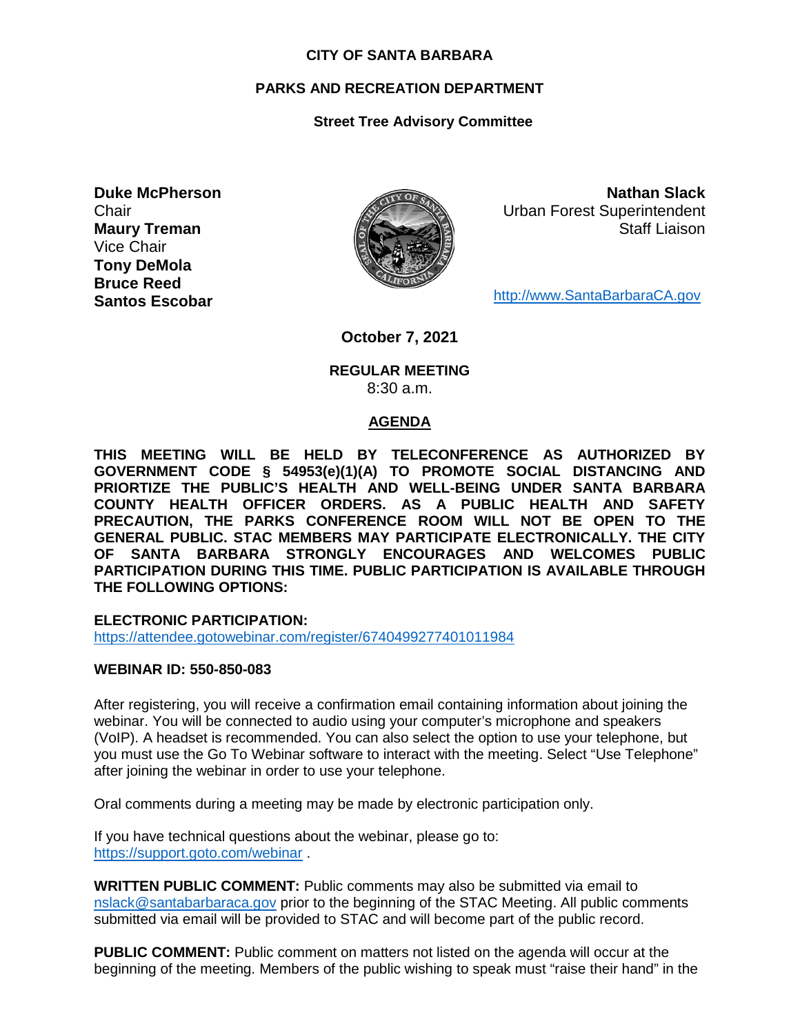**CITY OF SANTA BARBARA**

**PARKS AND RECREATION DEPARTMENT**

**Street Tree Advisory Committee**

**Duke McPherson**
Chair
**Maury Treman**
Vice Chair
**Tony DeMola**
**Bruce Reed**
**Santos Escobar**

**Nathan Slack**
Urban Forest Superintendent
Staff Liaison

http://www.SantaBarbaraCA.gov

**October 7, 2021**

**REGULAR MEETING**
8:30 a.m.

**AGENDA**

**THIS MEETING WILL BE HELD BY TELECONFERENCE AS AUTHORIZED BY GOVERNMENT CODE § 54953(e)(1)(A) TO PROMOTE SOCIAL DISTANCING AND PRIORTIZE THE PUBLIC'S HEALTH AND WELL-BEING UNDER SANTA BARBARA COUNTY HEALTH OFFICER ORDERS. AS A PUBLIC HEALTH AND SAFETY PRECAUTION, THE PARKS CONFERENCE ROOM WILL NOT BE OPEN TO THE GENERAL PUBLIC. STAC MEMBERS MAY PARTICIPATE ELECTRONICALLY. THE CITY OF SANTA BARBARA STRONGLY ENCOURAGES AND WELCOMES PUBLIC PARTICIPATION DURING THIS TIME. PUBLIC PARTICIPATION IS AVAILABLE THROUGH THE FOLLOWING OPTIONS:**

**ELECTRONIC PARTICIPATION:**
https://attendee.gotowebinar.com/register/6740499277401011984

**WEBINAR ID: 550-850-083**

After registering, you will receive a confirmation email containing information about joining the webinar. You will be connected to audio using your computer's microphone and speakers (VoIP). A headset is recommended. You can also select the option to use your telephone, but you must use the Go To Webinar software to interact with the meeting. Select "Use Telephone" after joining the webinar in order to use your telephone.

Oral comments during a meeting may be made by electronic participation only.

If you have technical questions about the webinar, please go to:
https://support.goto.com/webinar .

**WRITTEN PUBLIC COMMENT:** Public comments may also be submitted via email to nslack@santabarbaraca.gov prior to the beginning of the STAC Meeting. All public comments submitted via email will be provided to STAC and will become part of the public record.

**PUBLIC COMMENT:** Public comment on matters not listed on the agenda will occur at the beginning of the meeting. Members of the public wishing to speak must "raise their hand" in the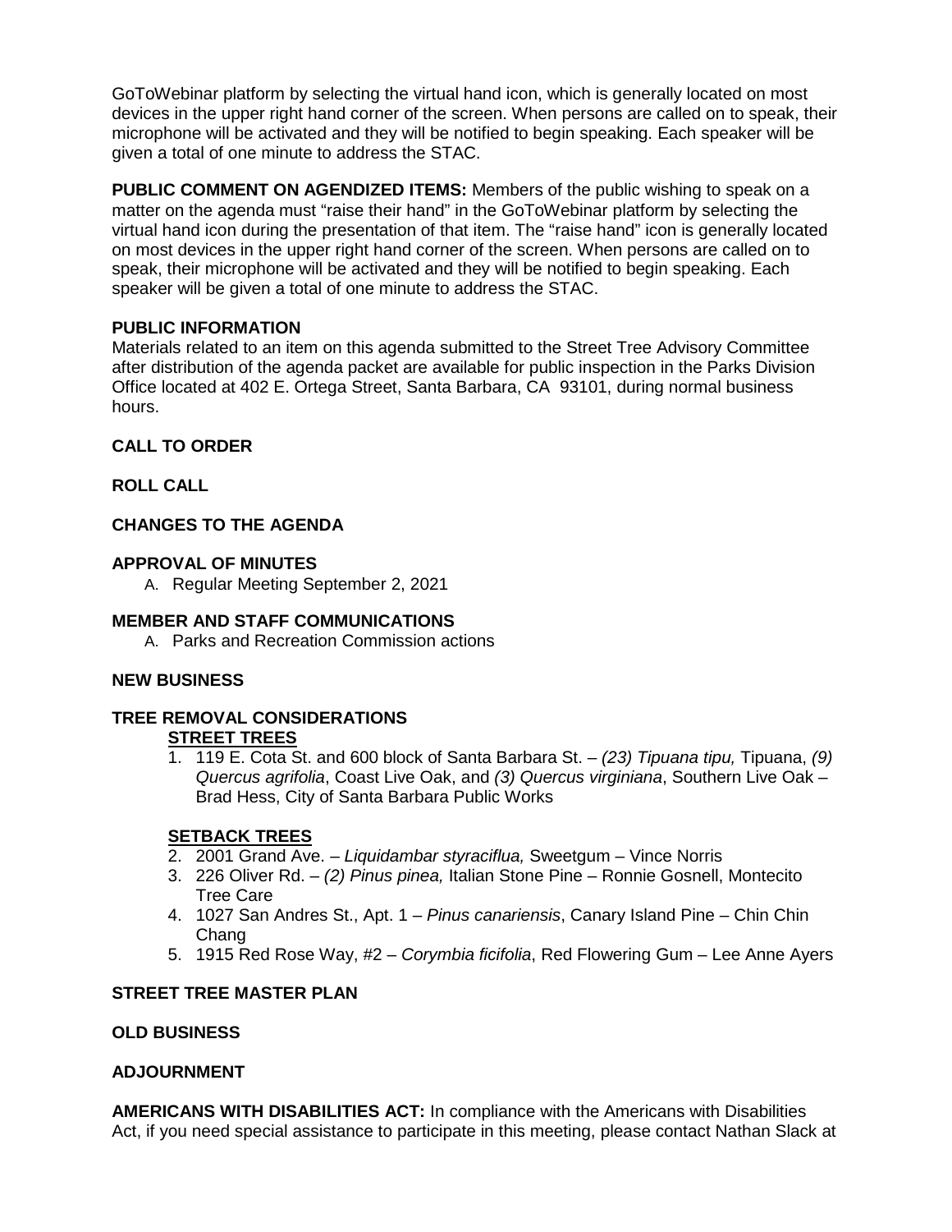GoToWebinar platform by selecting the virtual hand icon, which is generally located on most devices in the upper right hand corner of the screen. When persons are called on to speak, their microphone will be activated and they will be notified to begin speaking. Each speaker will be given a total of one minute to address the STAC.

**PUBLIC COMMENT ON AGENDIZED ITEMS:** Members of the public wishing to speak on a matter on the agenda must "raise their hand" in the GoToWebinar platform by selecting the virtual hand icon during the presentation of that item. The "raise hand" icon is generally located on most devices in the upper right hand corner of the screen. When persons are called on to speak, their microphone will be activated and they will be notified to begin speaking. Each speaker will be given a total of one minute to address the STAC.

**PUBLIC INFORMATION**

Materials related to an item on this agenda submitted to the Street Tree Advisory Committee after distribution of the agenda packet are available for public inspection in the Parks Division Office located at 402 E. Ortega Street, Santa Barbara, CA 93101, during normal business hours.

**CALL TO ORDER**

**ROLL CALL**

**CHANGES TO THE AGENDA**

**APPROVAL OF MINUTES**

A. Regular Meeting September 2, 2021

**MEMBER AND STAFF COMMUNICATIONS**

A. Parks and Recreation Commission actions

**NEW BUSINESS**

**TREE REMOVAL CONSIDERATIONS**

**STREET TREES**

1. 119 E. Cota St. and 600 block of Santa Barbara St. – *(23) Tipuana tipu,* Tipuana, *(9) Quercus agrifolia*, Coast Live Oak, and *(3) Quercus virginiana*, Southern Live Oak – Brad Hess, City of Santa Barbara Public Works

**SETBACK TREES**

2. 2001 Grand Ave. – *Liquidambar styraciflua,* Sweetgum – Vince Norris
3. 226 Oliver Rd. – *(2) Pinus pinea,* Italian Stone Pine – Ronnie Gosnell, Montecito Tree Care
4. 1027 San Andres St., Apt. 1 – *Pinus canariensis*, Canary Island Pine – Chin Chin Chang
5. 1915 Red Rose Way, #2 – *Corymbia ficifolia*, Red Flowering Gum – Lee Anne Ayers

**STREET TREE MASTER PLAN**

**OLD BUSINESS**

**ADJOURNMENT**

**AMERICANS WITH DISABILITIES ACT:** In compliance with the Americans with Disabilities Act, if you need special assistance to participate in this meeting, please contact Nathan Slack at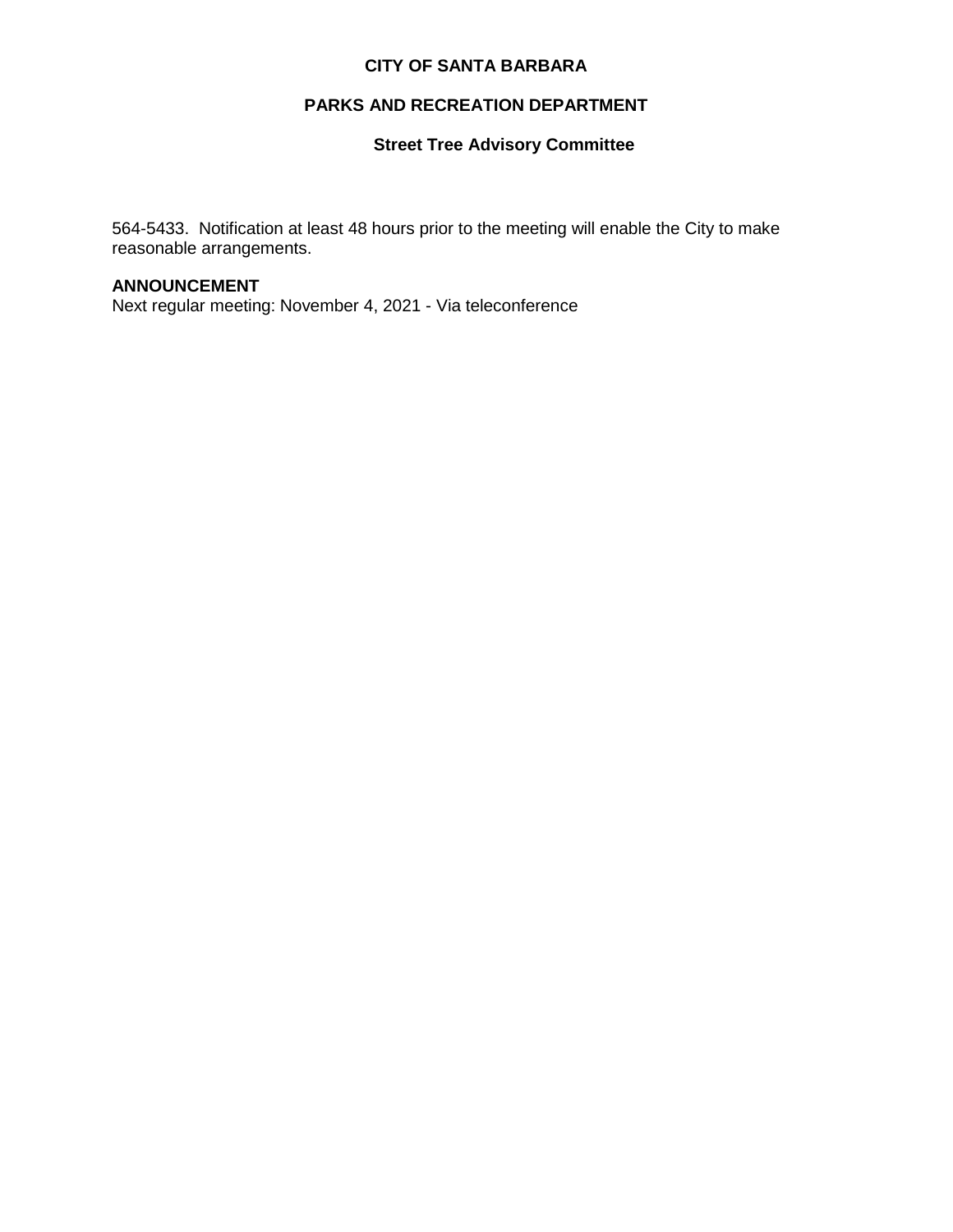**CITY OF SANTA BARBARA**

**PARKS AND RECREATION DEPARTMENT**

**Street Tree Advisory Committee**

564-5433. Notification at least 48 hours prior to the meeting will enable the City to make reasonable arrangements.

**ANNOUNCEMENT**

Next regular meeting: November 4, 2021 - Via teleconference